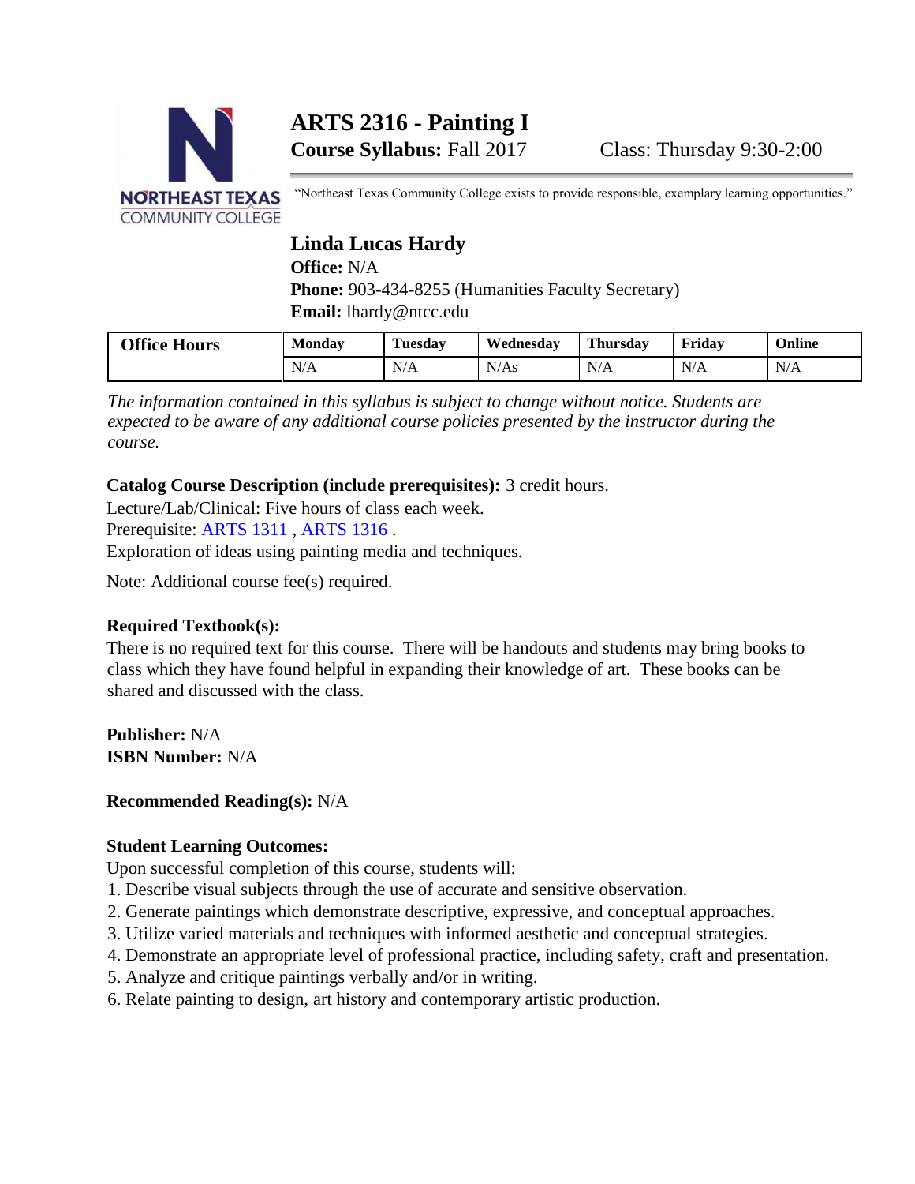# ARTS 2316 - Painting I

**Course Syllabus:** Fall 2017 Class: Thursday 9:30-2:00

"Northeast Texas Community College exists to provide responsible, exemplary learning opportunities."

## Linda Lucas Hardy

**Office:** N/A
**Phone:** 903-434-8255 (Humanities Faculty Secretary)
**Email:** lhardy@ntcc.edu

| Office Hours | Monday | Tuesday | Wednesday | Thursday | Friday | Online |
|---|---|---|---|---|---|---|
| | N/A | N/A | N/As | N/A | N/A | N/A |

*The information contained in this syllabus is subject to change without notice. Students are expected to be aware of any additional course policies presented by the instructor during the course.*

**Catalog Course Description (include prerequisites):** 3 credit hours.
Lecture/Lab/Clinical: Five hours of class each week.
Prerequisite: ARTS 1311 , ARTS 1316 .
Exploration of ideas using painting media and techniques.

Note: Additional course fee(s) required.

**Required Textbook(s):**
There is no required text for this course. There will be handouts and students may bring books to class which they have found helpful in expanding their knowledge of art. These books can be shared and discussed with the class.

**Publisher:** N/A
**ISBN Number:** N/A

**Recommended Reading(s):** N/A

**Student Learning Outcomes:**
Upon successful completion of this course, students will:

1. Describe visual subjects through the use of accurate and sensitive observation.
2. Generate paintings which demonstrate descriptive, expressive, and conceptual approaches.
3. Utilize varied materials and techniques with informed aesthetic and conceptual strategies.
4. Demonstrate an appropriate level of professional practice, including safety, craft and presentation.
5. Analyze and critique paintings verbally and/or in writing.
6. Relate painting to design, art history and contemporary artistic production.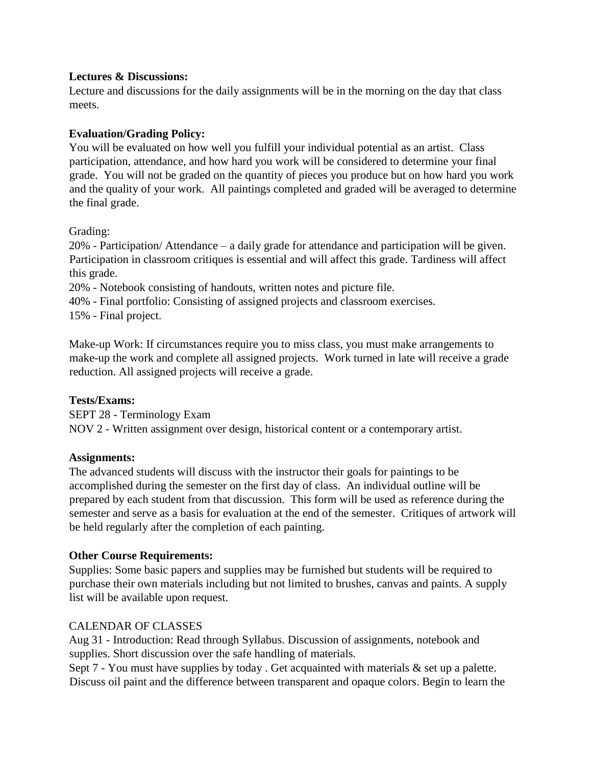**Lectures & Discussions:**
Lecture and discussions for the daily assignments will be in the morning on the day that class meets.

**Evaluation/Grading Policy:**
You will be evaluated on how well you fulfill your individual potential as an artist. Class participation, attendance, and how hard you work will be considered to determine your final grade. You will not be graded on the quantity of pieces you produce but on how hard you work and the quality of your work. All paintings completed and graded will be averaged to determine the final grade.

Grading:
20% - Participation/ Attendance – a daily grade for attendance and participation will be given. Participation in classroom critiques is essential and will affect this grade. Tardiness will affect this grade.
20% - Notebook consisting of handouts, written notes and picture file.
40% - Final portfolio: Consisting of assigned projects and classroom exercises.
15% - Final project.

Make-up Work: If circumstances require you to miss class, you must make arrangements to make-up the work and complete all assigned projects. Work turned in late will receive a grade reduction. All assigned projects will receive a grade.

**Tests/Exams:**
SEPT 28 - Terminology Exam
NOV 2 - Written assignment over design, historical content or a contemporary artist.

**Assignments:**
The advanced students will discuss with the instructor their goals for paintings to be accomplished during the semester on the first day of class. An individual outline will be prepared by each student from that discussion. This form will be used as reference during the semester and serve as a basis for evaluation at the end of the semester. Critiques of artwork will be held regularly after the completion of each painting.

**Other Course Requirements:**
Supplies: Some basic papers and supplies may be furnished but students will be required to purchase their own materials including but not limited to brushes, canvas and paints. A supply list will be available upon request.

CALENDAR OF CLASSES
Aug 31 - Introduction: Read through Syllabus. Discussion of assignments, notebook and supplies. Short discussion over the safe handling of materials.
Sept 7 - You must have supplies by today . Get acquainted with materials & set up a palette. Discuss oil paint and the difference between transparent and opaque colors. Begin to learn the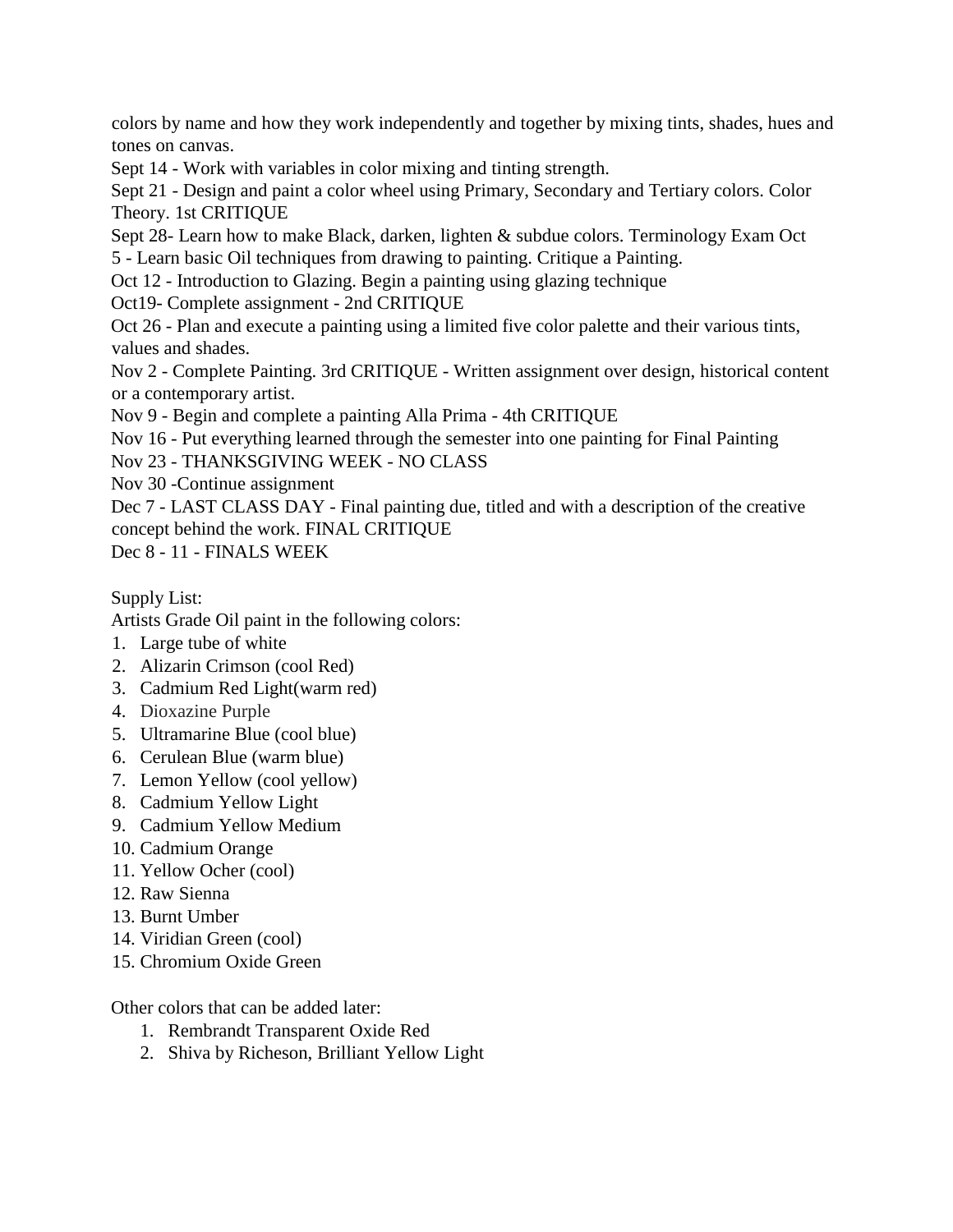colors by name and how they work independently and together by mixing tints, shades, hues and tones on canvas.

Sept 14 - Work with variables in color mixing and tinting strength.

Sept 21 - Design and paint a color wheel using Primary, Secondary and Tertiary colors. Color Theory. 1st CRITIQUE

Sept 28- Learn how to make Black, darken, lighten & subdue colors. Terminology Exam Oct 5 - Learn basic Oil techniques from drawing to painting. Critique a Painting.

Oct 12 - Introduction to Glazing. Begin a painting using glazing technique

Oct19- Complete assignment - 2nd CRITIQUE

Oct 26 - Plan and execute a painting using a limited five color palette and their various tints, values and shades.

Nov 2 - Complete Painting. 3rd CRITIQUE - Written assignment over design, historical content or a contemporary artist.

Nov 9 - Begin and complete a painting Alla Prima - 4th CRITIQUE

Nov 16 - Put everything learned through the semester into one painting for Final Painting

Nov 23 - THANKSGIVING WEEK - NO CLASS

Nov 30 -Continue assignment

Dec 7 - LAST CLASS DAY - Final painting due, titled and with a description of the creative concept behind the work. FINAL CRITIQUE

Dec 8 - 11 - FINALS WEEK

Supply List:

Artists Grade Oil paint in the following colors:

1. Large tube of white
2. Alizarin Crimson (cool Red)
3. Cadmium Red Light(warm red)
4. Dioxazine Purple
5. Ultramarine Blue (cool blue)
6. Cerulean Blue (warm blue)
7. Lemon Yellow (cool yellow)
8. Cadmium Yellow Light
9. Cadmium Yellow Medium
10. Cadmium Orange
11. Yellow Ocher (cool)
12. Raw Sienna
13. Burnt Umber
14. Viridian Green (cool)
15. Chromium Oxide Green

Other colors that can be added later:

1. Rembrandt Transparent Oxide Red
2. Shiva by Richeson, Brilliant Yellow Light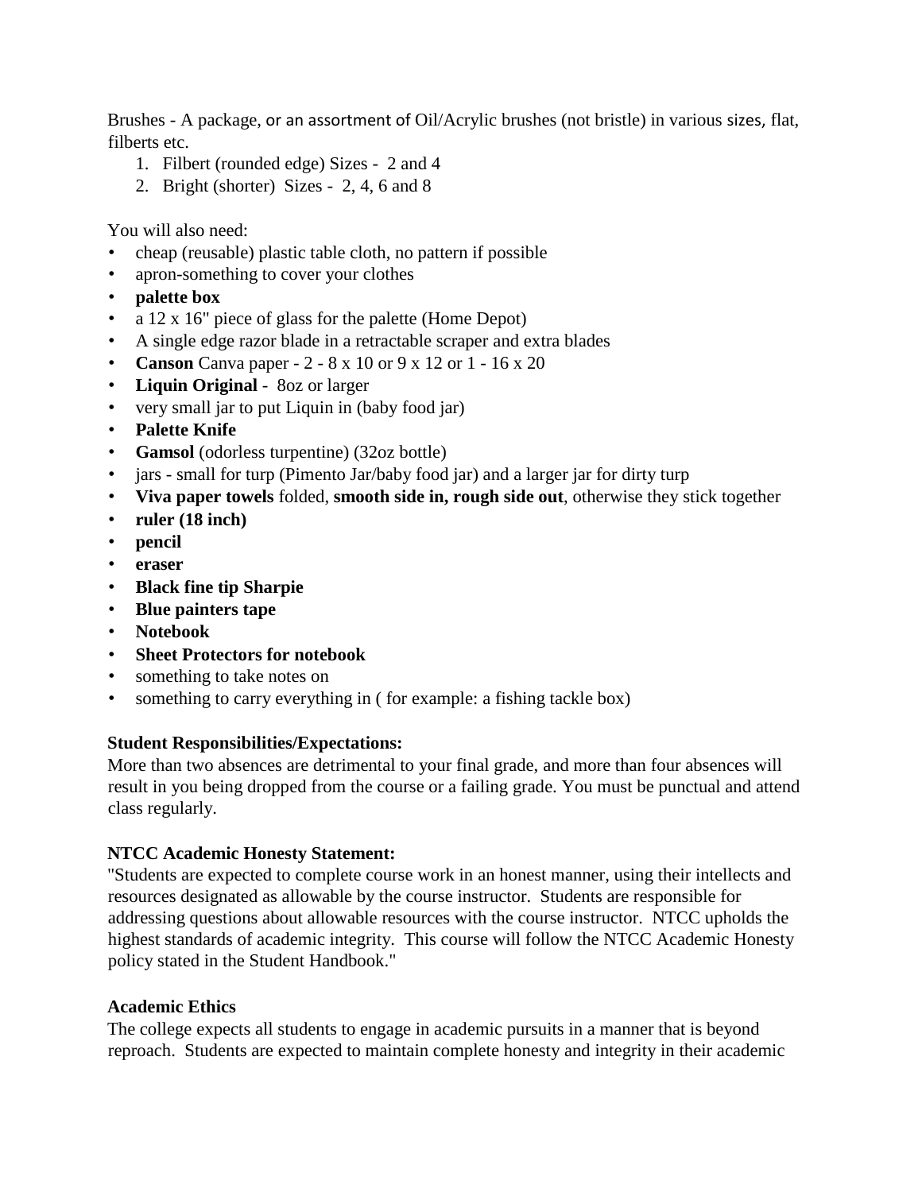Brushes - A package, or an assortment of Oil/Acrylic brushes (not bristle) in various sizes, flat, filberts etc.

1. Filbert (rounded edge) Sizes - 2 and 4
2. Bright (shorter) Sizes - 2, 4, 6 and 8

You will also need:

- cheap (reusable) plastic table cloth, no pattern if possible
- apron-something to cover your clothes
- **palette box**
- a 12 x 16" piece of glass for the palette (Home Depot)
- A single edge razor blade in a retractable scraper and extra blades
- **Canson** Canva paper - 2 - 8 x 10 or 9 x 12 or 1 - 16 x 20
- **Liquin Original** - 8oz or larger
- very small jar to put Liquin in (baby food jar)
- **Palette Knife**
- **Gamsol** (odorless turpentine) (32oz bottle)
- jars - small for turp (Pimento Jar/baby food jar) and a larger jar for dirty turp
- **Viva paper towels** folded, **smooth side in, rough side out**, otherwise they stick together
- **ruler (18 inch)**
- **pencil**
- **eraser**
- **Black fine tip Sharpie**
- **Blue painters tape**
- **Notebook**
- **Sheet Protectors for notebook**
- something to take notes on
- something to carry everything in ( for example: a fishing tackle box)

**Student Responsibilities/Expectations:**

More than two absences are detrimental to your final grade, and more than four absences will result in you being dropped from the course or a failing grade. You must be punctual and attend class regularly.

**NTCC Academic Honesty Statement:**

"Students are expected to complete course work in an honest manner, using their intellects and resources designated as allowable by the course instructor. Students are responsible for addressing questions about allowable resources with the course instructor. NTCC upholds the highest standards of academic integrity. This course will follow the NTCC Academic Honesty policy stated in the Student Handbook."

**Academic Ethics**

The college expects all students to engage in academic pursuits in a manner that is beyond reproach. Students are expected to maintain complete honesty and integrity in their academic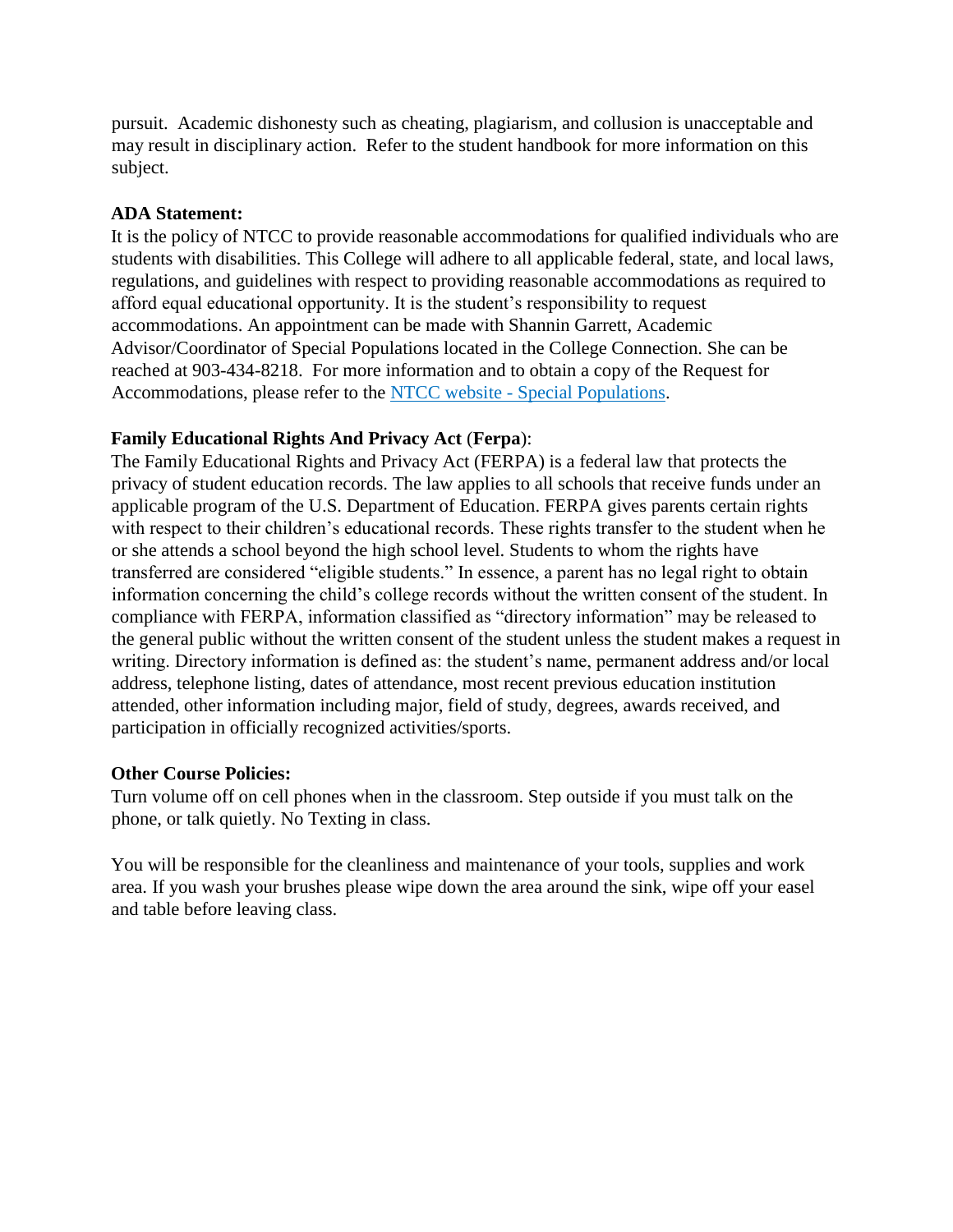pursuit. Academic dishonesty such as cheating, plagiarism, and collusion is unacceptable and may result in disciplinary action. Refer to the student handbook for more information on this subject.

**ADA Statement:**

It is the policy of NTCC to provide reasonable accommodations for qualified individuals who are students with disabilities. This College will adhere to all applicable federal, state, and local laws, regulations, and guidelines with respect to providing reasonable accommodations as required to afford equal educational opportunity. It is the student's responsibility to request accommodations. An appointment can be made with Shannin Garrett, Academic Advisor/Coordinator of Special Populations located in the College Connection. She can be reached at 903-434-8218. For more information and to obtain a copy of the Request for Accommodations, please refer to the [NTCC website - Special Populations](NTCC website - Special Populations).

**Family Educational Rights And Privacy Act** (**Ferpa**):

The Family Educational Rights and Privacy Act (FERPA) is a federal law that protects the privacy of student education records. The law applies to all schools that receive funds under an applicable program of the U.S. Department of Education. FERPA gives parents certain rights with respect to their children's educational records. These rights transfer to the student when he or she attends a school beyond the high school level. Students to whom the rights have transferred are considered "eligible students." In essence, a parent has no legal right to obtain information concerning the child's college records without the written consent of the student. In compliance with FERPA, information classified as "directory information" may be released to the general public without the written consent of the student unless the student makes a request in writing. Directory information is defined as: the student's name, permanent address and/or local address, telephone listing, dates of attendance, most recent previous education institution attended, other information including major, field of study, degrees, awards received, and participation in officially recognized activities/sports.

**Other Course Policies:**

Turn volume off on cell phones when in the classroom. Step outside if you must talk on the phone, or talk quietly. No Texting in class.

You will be responsible for the cleanliness and maintenance of your tools, supplies and work area. If you wash your brushes please wipe down the area around the sink, wipe off your easel and table before leaving class.